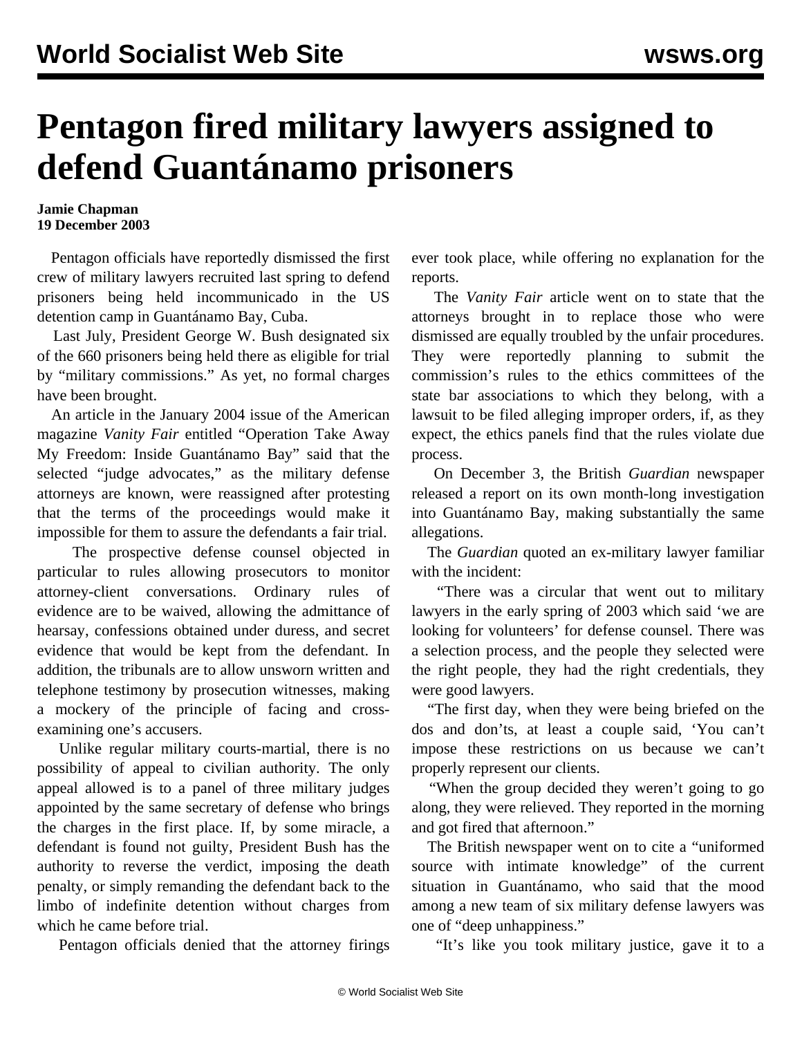# Pentagon fired military lawyers assigned to defend Guantánamo prisoners

**Jamie Chapman**
**19 December 2003**

Pentagon officials have reportedly dismissed the first crew of military lawyers recruited last spring to defend prisoners being held incommunicado in the US detention camp in Guantánamo Bay, Cuba.

Last July, President George W. Bush designated six of the 660 prisoners being held there as eligible for trial by "military commissions." As yet, no formal charges have been brought.

An article in the January 2004 issue of the American magazine *Vanity Fair* entitled "Operation Take Away My Freedom: Inside Guantánamo Bay" said that the selected "judge advocates," as the military defense attorneys are known, were reassigned after protesting that the terms of the proceedings would make it impossible for them to assure the defendants a fair trial.

The prospective defense counsel objected in particular to rules allowing prosecutors to monitor attorney-client conversations. Ordinary rules of evidence are to be waived, allowing the admittance of hearsay, confessions obtained under duress, and secret evidence that would be kept from the defendant. In addition, the tribunals are to allow unsworn written and telephone testimony by prosecution witnesses, making a mockery of the principle of facing and cross-examining one's accusers.

Unlike regular military courts-martial, there is no possibility of appeal to civilian authority. The only appeal allowed is to a panel of three military judges appointed by the same secretary of defense who brings the charges in the first place. If, by some miracle, a defendant is found not guilty, President Bush has the authority to reverse the verdict, imposing the death penalty, or simply remanding the defendant back to the limbo of indefinite detention without charges from which he came before trial.

Pentagon officials denied that the attorney firings ever took place, while offering no explanation for the reports.

The *Vanity Fair* article went on to state that the attorneys brought in to replace those who were dismissed are equally troubled by the unfair procedures. They were reportedly planning to submit the commission's rules to the ethics committees of the state bar associations to which they belong, with a lawsuit to be filed alleging improper orders, if, as they expect, the ethics panels find that the rules violate due process.

On December 3, the British *Guardian* newspaper released a report on its own month-long investigation into Guantánamo Bay, making substantially the same allegations.

The *Guardian* quoted an ex-military lawyer familiar with the incident:

"There was a circular that went out to military lawyers in the early spring of 2003 which said 'we are looking for volunteers' for defense counsel. There was a selection process, and the people they selected were the right people, they had the right credentials, they were good lawyers.

"The first day, when they were being briefed on the dos and don'ts, at least a couple said, 'You can't impose these restrictions on us because we can't properly represent our clients.

"When the group decided they weren't going to go along, they were relieved. They reported in the morning and got fired that afternoon."

The British newspaper went on to cite a "uniformed source with intimate knowledge" of the current situation in Guantánamo, who said that the mood among a new team of six military defense lawyers was one of "deep unhappiness."

"It's like you took military justice, gave it to a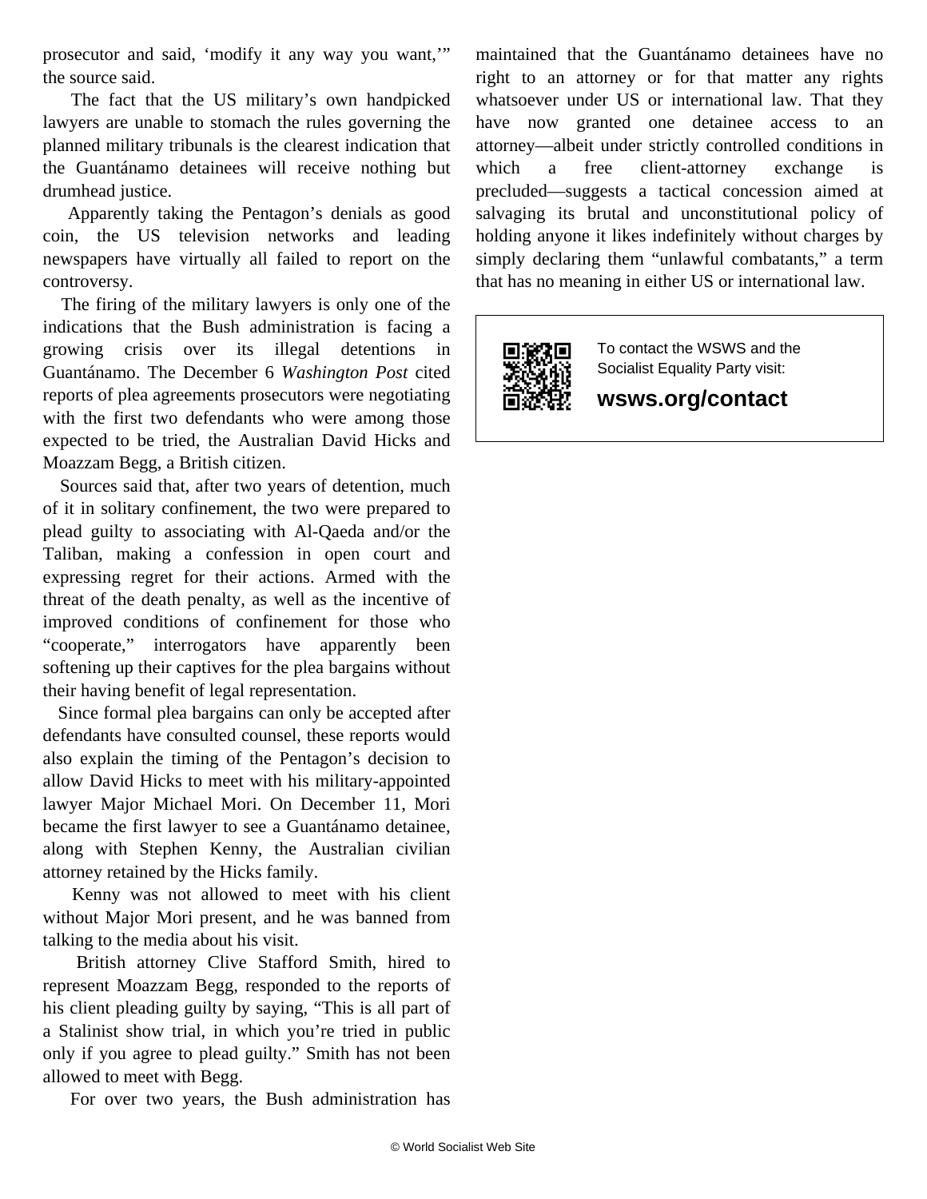prosecutor and said, 'modify it any way you want,'" the source said.

The fact that the US military's own handpicked lawyers are unable to stomach the rules governing the planned military tribunals is the clearest indication that the Guantánamo detainees will receive nothing but drumhead justice.

Apparently taking the Pentagon's denials as good coin, the US television networks and leading newspapers have virtually all failed to report on the controversy.

The firing of the military lawyers is only one of the indications that the Bush administration is facing a growing crisis over its illegal detentions in Guantánamo. The December 6 *Washington Post* cited reports of plea agreements prosecutors were negotiating with the first two defendants who were among those expected to be tried, the Australian David Hicks and Moazzam Begg, a British citizen.

Sources said that, after two years of detention, much of it in solitary confinement, the two were prepared to plead guilty to associating with Al-Qaeda and/or the Taliban, making a confession in open court and expressing regret for their actions. Armed with the threat of the death penalty, as well as the incentive of improved conditions of confinement for those who "cooperate," interrogators have apparently been softening up their captives for the plea bargains without their having benefit of legal representation.

Since formal plea bargains can only be accepted after defendants have consulted counsel, these reports would also explain the timing of the Pentagon's decision to allow David Hicks to meet with his military-appointed lawyer Major Michael Mori. On December 11, Mori became the first lawyer to see a Guantánamo detainee, along with Stephen Kenny, the Australian civilian attorney retained by the Hicks family.

Kenny was not allowed to meet with his client without Major Mori present, and he was banned from talking to the media about his visit.

British attorney Clive Stafford Smith, hired to represent Moazzam Begg, responded to the reports of his client pleading guilty by saying, "This is all part of a Stalinist show trial, in which you're tried in public only if you agree to plead guilty." Smith has not been allowed to meet with Begg.

For over two years, the Bush administration has maintained that the Guantánamo detainees have no right to an attorney or for that matter any rights whatsoever under US or international law. That they have now granted one detainee access to an attorney—albeit under strictly controlled conditions in which a free client-attorney exchange is precluded—suggests a tactical concession aimed at salvaging its brutal and unconstitutional policy of holding anyone it likes indefinitely without charges by simply declaring them "unlawful combatants," a term that has no meaning in either US or international law.

To contact the WSWS and the Socialist Equality Party visit:

**wsws.org/contact**